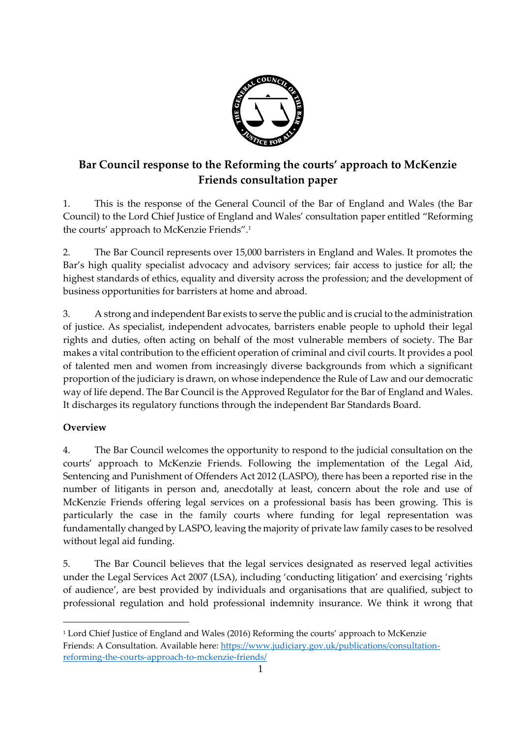# Bar Council response to the Reforming the courts' approach to McKenzie Friends consultation paper

1. This is the response of the General Council of the Bar of England and Wales (the Bar Council) to the Lord Chief Justice of England and Wales' consultation paper entitled "Reforming the courts' approach to McKenzie Friends".[1]

2. The Bar Council represents over 15,000 barristers in England and Wales. It promotes the Bar's high quality specialist advocacy and advisory services; fair access to justice for all; the highest standards of ethics, equality and diversity across the profession; and the development of business opportunities for barristers at home and abroad.

3. A strong and independent Bar exists to serve the public and is crucial to the administration of justice. As specialist, independent advocates, barristers enable people to uphold their legal rights and duties, often acting on behalf of the most vulnerable members of society. The Bar makes a vital contribution to the efficient operation of criminal and civil courts. It provides a pool of talented men and women from increasingly diverse backgrounds from which a significant proportion of the judiciary is drawn, on whose independence the Rule of Law and our democratic way of life depend. The Bar Council is the Approved Regulator for the Bar of England and Wales. It discharges its regulatory functions through the independent Bar Standards Board.

**Overview**

4. The Bar Council welcomes the opportunity to respond to the judicial consultation on the courts' approach to McKenzie Friends. Following the implementation of the Legal Aid, Sentencing and Punishment of Offenders Act 2012 (LASPO), there has been a reported rise in the number of litigants in person and, anecdotally at least, concern about the role and use of McKenzie Friends offering legal services on a professional basis has been growing. This is particularly the case in the family courts where funding for legal representation was fundamentally changed by LASPO, leaving the majority of private law family cases to be resolved without legal aid funding.

5. The Bar Council believes that the legal services designated as reserved legal activities under the Legal Services Act 2007 (LSA), including 'conducting litigation' and exercising 'rights of audience', are best provided by individuals and organisations that are qualified, subject to professional regulation and hold professional indemnity insurance. We think it wrong that

[1] Lord Chief Justice of England and Wales (2016) Reforming the courts' approach to McKenzie Friends: A Consultation. Available here: https://www.judiciary.gov.uk/publications/consultation-reforming-the-courts-approach-to-mckenzie-friends/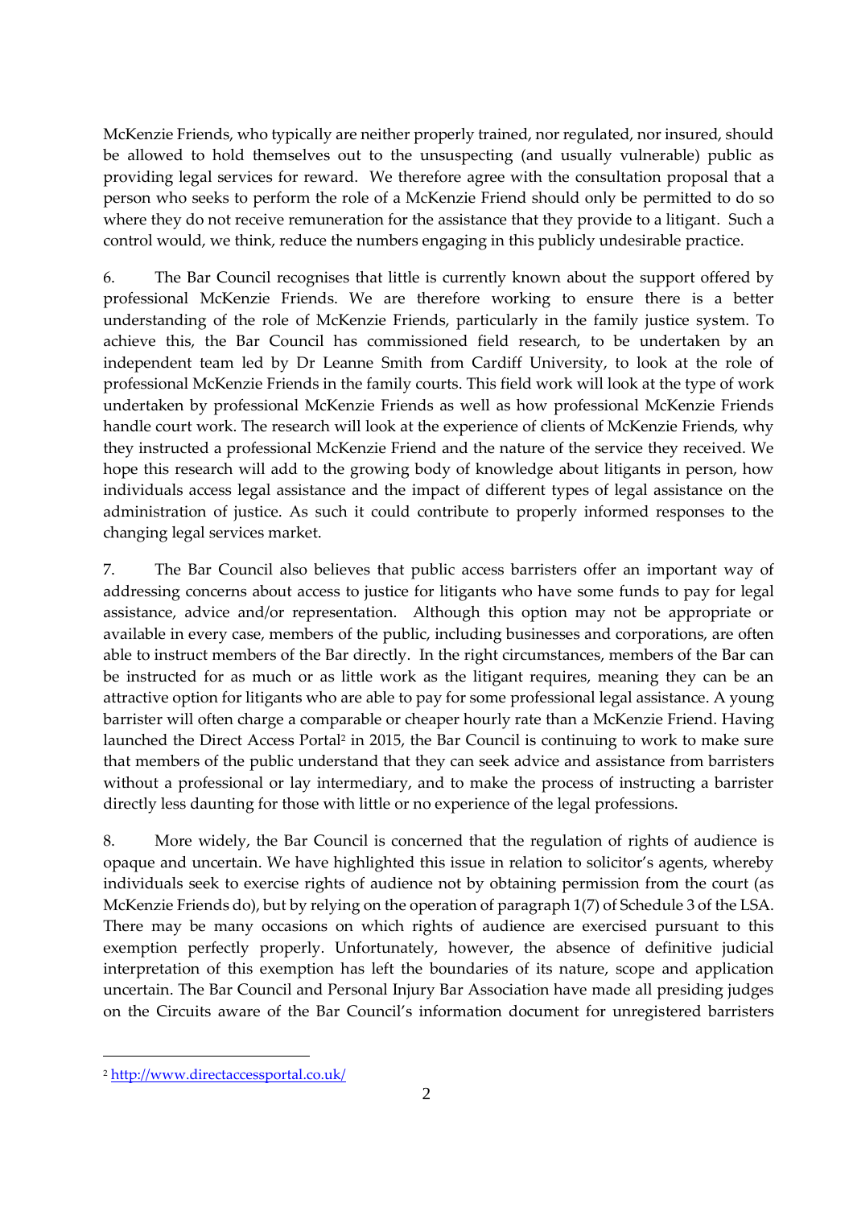McKenzie Friends, who typically are neither properly trained, nor regulated, nor insured, should be allowed to hold themselves out to the unsuspecting (and usually vulnerable) public as providing legal services for reward. We therefore agree with the consultation proposal that a person who seeks to perform the role of a McKenzie Friend should only be permitted to do so where they do not receive remuneration for the assistance that they provide to a litigant. Such a control would, we think, reduce the numbers engaging in this publicly undesirable practice.

6. The Bar Council recognises that little is currently known about the support offered by professional McKenzie Friends. We are therefore working to ensure there is a better understanding of the role of McKenzie Friends, particularly in the family justice system. To achieve this, the Bar Council has commissioned field research, to be undertaken by an independent team led by Dr Leanne Smith from Cardiff University, to look at the role of professional McKenzie Friends in the family courts. This field work will look at the type of work undertaken by professional McKenzie Friends as well as how professional McKenzie Friends handle court work. The research will look at the experience of clients of McKenzie Friends, why they instructed a professional McKenzie Friend and the nature of the service they received. We hope this research will add to the growing body of knowledge about litigants in person, how individuals access legal assistance and the impact of different types of legal assistance on the administration of justice. As such it could contribute to properly informed responses to the changing legal services market.

7. The Bar Council also believes that public access barristers offer an important way of addressing concerns about access to justice for litigants who have some funds to pay for legal assistance, advice and/or representation. Although this option may not be appropriate or available in every case, members of the public, including businesses and corporations, are often able to instruct members of the Bar directly. In the right circumstances, members of the Bar can be instructed for as much or as little work as the litigant requires, meaning they can be an attractive option for litigants who are able to pay for some professional legal assistance. A young barrister will often charge a comparable or cheaper hourly rate than a McKenzie Friend. Having launched the Direct Access Portal[2] in 2015, the Bar Council is continuing to work to make sure that members of the public understand that they can seek advice and assistance from barristers without a professional or lay intermediary, and to make the process of instructing a barrister directly less daunting for those with little or no experience of the legal professions.

8. More widely, the Bar Council is concerned that the regulation of rights of audience is opaque and uncertain. We have highlighted this issue in relation to solicitor's agents, whereby individuals seek to exercise rights of audience not by obtaining permission from the court (as McKenzie Friends do), but by relying on the operation of paragraph 1(7) of Schedule 3 of the LSA. There may be many occasions on which rights of audience are exercised pursuant to this exemption perfectly properly. Unfortunately, however, the absence of definitive judicial interpretation of this exemption has left the boundaries of its nature, scope and application uncertain. The Bar Council and Personal Injury Bar Association have made all presiding judges on the Circuits aware of the Bar Council's information document for unregistered barristers

[2] http://www.directaccessportal.co.uk/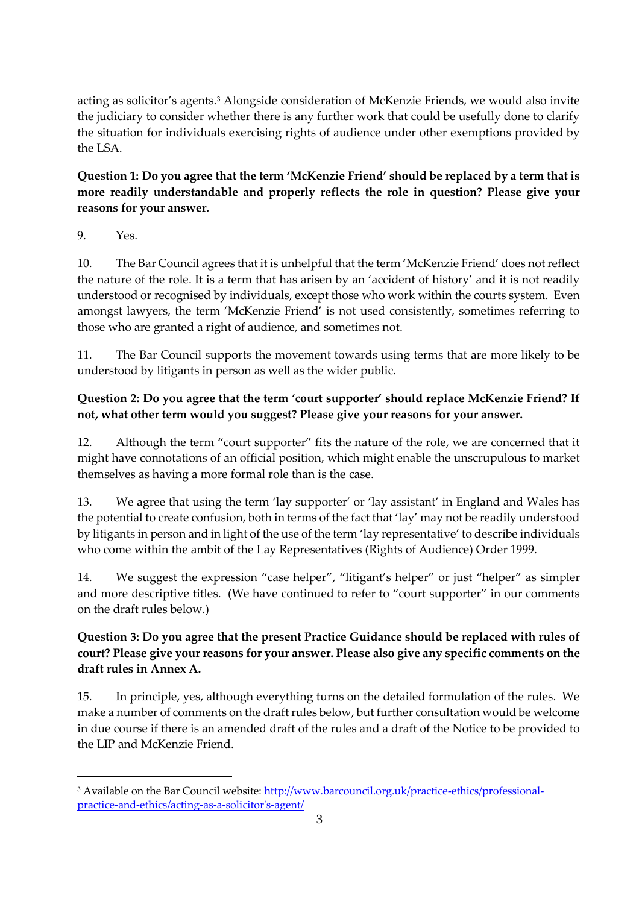acting as solicitor's agents.[3] Alongside consideration of McKenzie Friends, we would also invite the judiciary to consider whether there is any further work that could be usefully done to clarify the situation for individuals exercising rights of audience under other exemptions provided by the LSA.

**Question 1: Do you agree that the term 'McKenzie Friend' should be replaced by a term that is more readily understandable and properly reflects the role in question? Please give your reasons for your answer.**

9. Yes.

10. The Bar Council agrees that it is unhelpful that the term 'McKenzie Friend' does not reflect the nature of the role. It is a term that has arisen by an 'accident of history' and it is not readily understood or recognised by individuals, except those who work within the courts system. Even amongst lawyers, the term 'McKenzie Friend' is not used consistently, sometimes referring to those who are granted a right of audience, and sometimes not.

11. The Bar Council supports the movement towards using terms that are more likely to be understood by litigants in person as well as the wider public.

**Question 2: Do you agree that the term 'court supporter' should replace McKenzie Friend? If not, what other term would you suggest? Please give your reasons for your answer.**

12. Although the term "court supporter" fits the nature of the role, we are concerned that it might have connotations of an official position, which might enable the unscrupulous to market themselves as having a more formal role than is the case.

13. We agree that using the term 'lay supporter' or 'lay assistant' in England and Wales has the potential to create confusion, both in terms of the fact that 'lay' may not be readily understood by litigants in person and in light of the use of the term 'lay representative' to describe individuals who come within the ambit of the Lay Representatives (Rights of Audience) Order 1999.

14. We suggest the expression "case helper", "litigant's helper" or just "helper" as simpler and more descriptive titles. (We have continued to refer to "court supporter" in our comments on the draft rules below.)

**Question 3: Do you agree that the present Practice Guidance should be replaced with rules of court? Please give your reasons for your answer. Please also give any specific comments on the draft rules in Annex A.**

15. In principle, yes, although everything turns on the detailed formulation of the rules. We make a number of comments on the draft rules below, but further consultation would be welcome in due course if there is an amended draft of the rules and a draft of the Notice to be provided to the LIP and McKenzie Friend.

---

[3] Available on the Bar Council website: [http://www.barcouncil.org.uk/practice-ethics/professional-practice-and-ethics/acting-as-a-solicitor's-agent/](http://www.barcouncil.org.uk/practice-ethics/professional-practice-and-ethics/acting-as-a-solicitor's-agent/)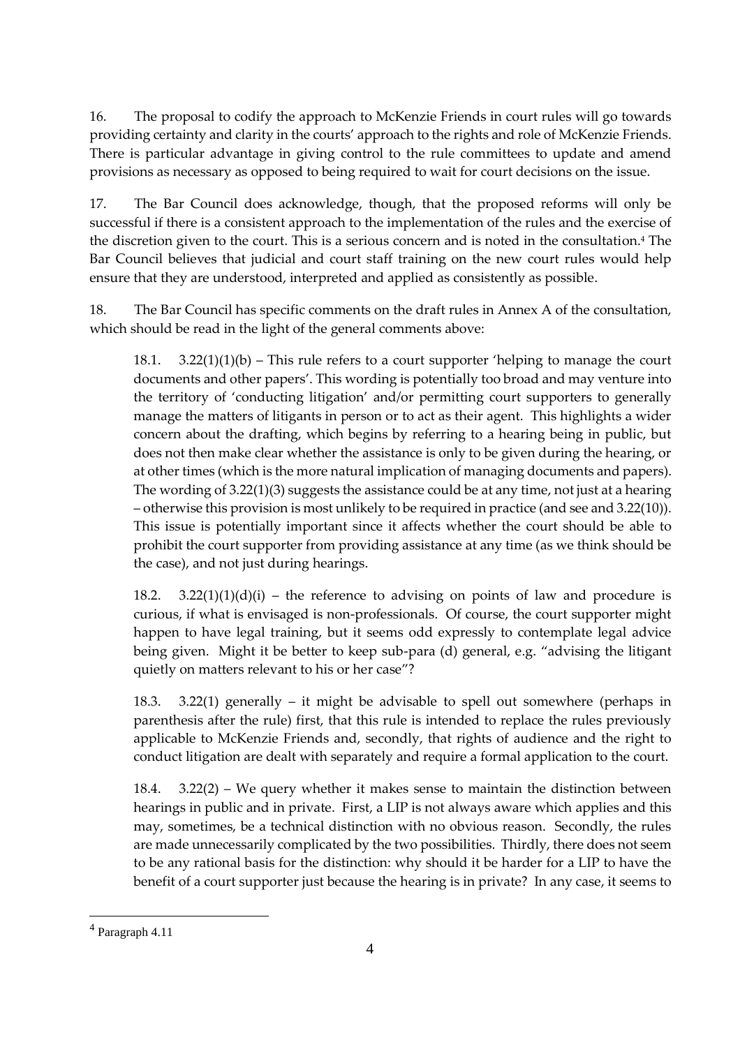16. The proposal to codify the approach to McKenzie Friends in court rules will go towards providing certainty and clarity in the courts' approach to the rights and role of McKenzie Friends. There is particular advantage in giving control to the rule committees to update and amend provisions as necessary as opposed to being required to wait for court decisions on the issue.

17. The Bar Council does acknowledge, though, that the proposed reforms will only be successful if there is a consistent approach to the implementation of the rules and the exercise of the discretion given to the court. This is a serious concern and is noted in the consultation.[4] The Bar Council believes that judicial and court staff training on the new court rules would help ensure that they are understood, interpreted and applied as consistently as possible.

18. The Bar Council has specific comments on the draft rules in Annex A of the consultation, which should be read in the light of the general comments above:

18.1. 3.22(1)(1)(b) – This rule refers to a court supporter 'helping to manage the court documents and other papers'. This wording is potentially too broad and may venture into the territory of 'conducting litigation' and/or permitting court supporters to generally manage the matters of litigants in person or to act as their agent. This highlights a wider concern about the drafting, which begins by referring to a hearing being in public, but does not then make clear whether the assistance is only to be given during the hearing, or at other times (which is the more natural implication of managing documents and papers). The wording of 3.22(1)(3) suggests the assistance could be at any time, not just at a hearing – otherwise this provision is most unlikely to be required in practice (and see and 3.22(10)). This issue is potentially important since it affects whether the court should be able to prohibit the court supporter from providing assistance at any time (as we think should be the case), and not just during hearings.

18.2. 3.22(1)(1)(d)(i) – the reference to advising on points of law and procedure is curious, if what is envisaged is non-professionals. Of course, the court supporter might happen to have legal training, but it seems odd expressly to contemplate legal advice being given. Might it be better to keep sub-para (d) general, e.g. "advising the litigant quietly on matters relevant to his or her case"?

18.3. 3.22(1) generally – it might be advisable to spell out somewhere (perhaps in parenthesis after the rule) first, that this rule is intended to replace the rules previously applicable to McKenzie Friends and, secondly, that rights of audience and the right to conduct litigation are dealt with separately and require a formal application to the court.

18.4. 3.22(2) – We query whether it makes sense to maintain the distinction between hearings in public and in private. First, a LIP is not always aware which applies and this may, sometimes, be a technical distinction with no obvious reason. Secondly, the rules are made unnecessarily complicated by the two possibilities. Thirdly, there does not seem to be any rational basis for the distinction: why should it be harder for a LIP to have the benefit of a court supporter just because the hearing is in private? In any case, it seems to

---

[4] Paragraph 4.11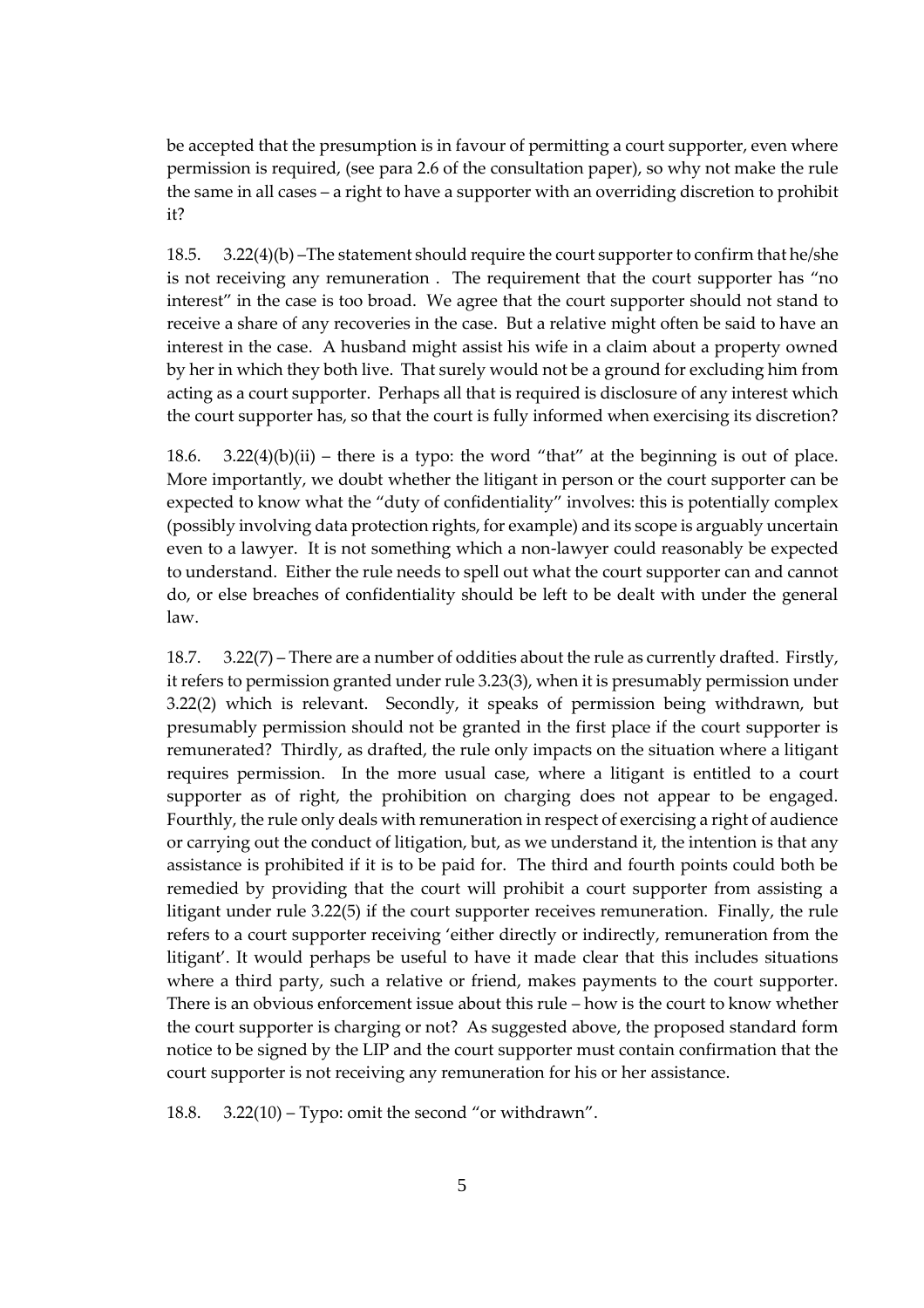be accepted that the presumption is in favour of permitting a court supporter, even where permission is required, (see para 2.6 of the consultation paper), so why not make the rule the same in all cases – a right to have a supporter with an overriding discretion to prohibit it?

18.5. 3.22(4)(b) –The statement should require the court supporter to confirm that he/she is not receiving any remuneration . The requirement that the court supporter has "no interest" in the case is too broad. We agree that the court supporter should not stand to receive a share of any recoveries in the case. But a relative might often be said to have an interest in the case. A husband might assist his wife in a claim about a property owned by her in which they both live. That surely would not be a ground for excluding him from acting as a court supporter. Perhaps all that is required is disclosure of any interest which the court supporter has, so that the court is fully informed when exercising its discretion?

18.6. 3.22(4)(b)(ii) – there is a typo: the word "that" at the beginning is out of place. More importantly, we doubt whether the litigant in person or the court supporter can be expected to know what the "duty of confidentiality" involves: this is potentially complex (possibly involving data protection rights, for example) and its scope is arguably uncertain even to a lawyer. It is not something which a non-lawyer could reasonably be expected to understand. Either the rule needs to spell out what the court supporter can and cannot do, or else breaches of confidentiality should be left to be dealt with under the general law.

18.7. 3.22(7) – There are a number of oddities about the rule as currently drafted. Firstly, it refers to permission granted under rule 3.23(3), when it is presumably permission under 3.22(2) which is relevant. Secondly, it speaks of permission being withdrawn, but presumably permission should not be granted in the first place if the court supporter is remunerated? Thirdly, as drafted, the rule only impacts on the situation where a litigant requires permission. In the more usual case, where a litigant is entitled to a court supporter as of right, the prohibition on charging does not appear to be engaged. Fourthly, the rule only deals with remuneration in respect of exercising a right of audience or carrying out the conduct of litigation, but, as we understand it, the intention is that any assistance is prohibited if it is to be paid for. The third and fourth points could both be remedied by providing that the court will prohibit a court supporter from assisting a litigant under rule 3.22(5) if the court supporter receives remuneration. Finally, the rule refers to a court supporter receiving 'either directly or indirectly, remuneration from the litigant'. It would perhaps be useful to have it made clear that this includes situations where a third party, such a relative or friend, makes payments to the court supporter. There is an obvious enforcement issue about this rule – how is the court to know whether the court supporter is charging or not? As suggested above, the proposed standard form notice to be signed by the LIP and the court supporter must contain confirmation that the court supporter is not receiving any remuneration for his or her assistance.

18.8. 3.22(10) – Typo: omit the second "or withdrawn".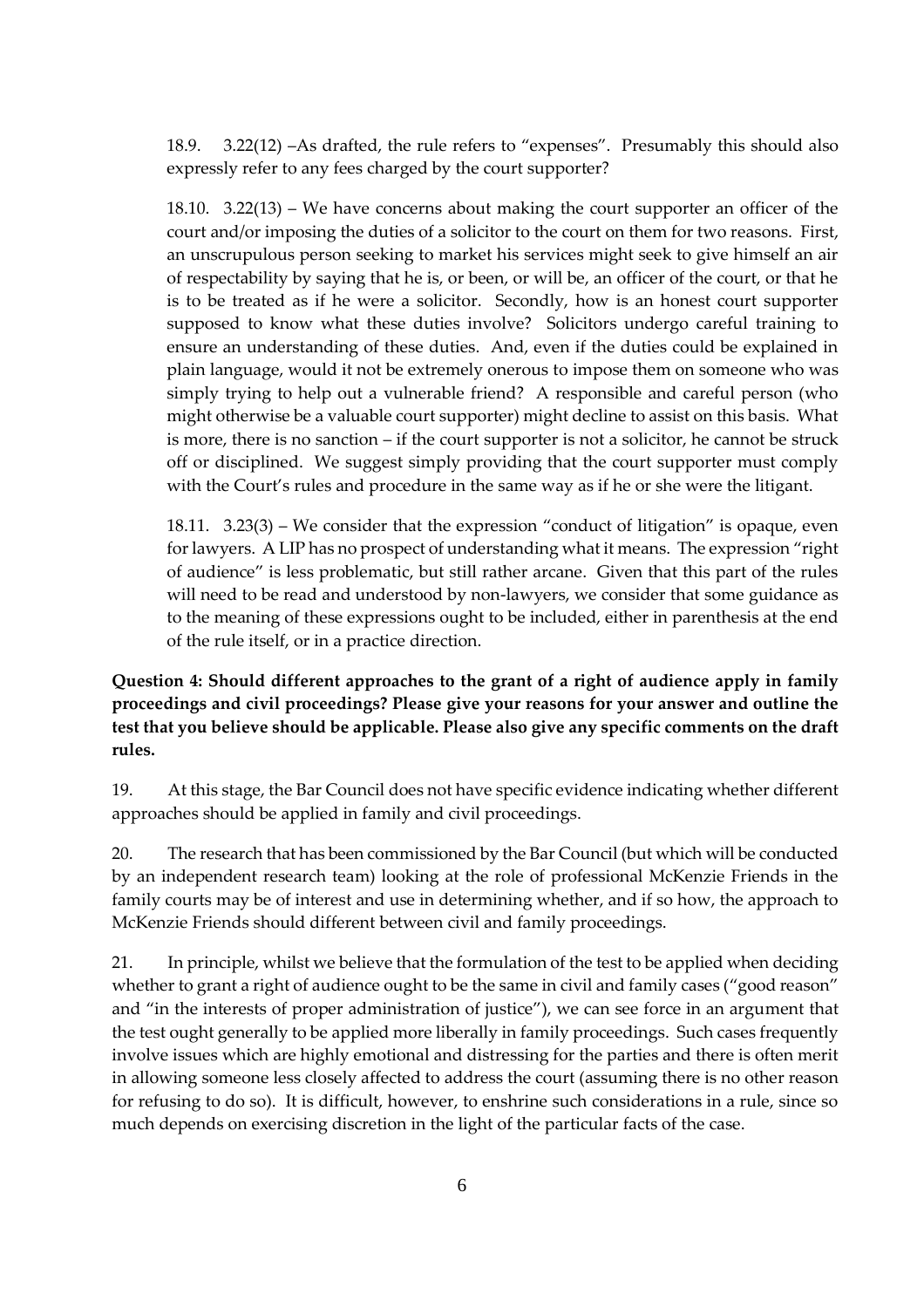18.9. 3.22(12) –As drafted, the rule refers to "expenses". Presumably this should also expressly refer to any fees charged by the court supporter?

18.10. 3.22(13) – We have concerns about making the court supporter an officer of the court and/or imposing the duties of a solicitor to the court on them for two reasons. First, an unscrupulous person seeking to market his services might seek to give himself an air of respectability by saying that he is, or been, or will be, an officer of the court, or that he is to be treated as if he were a solicitor. Secondly, how is an honest court supporter supposed to know what these duties involve? Solicitors undergo careful training to ensure an understanding of these duties. And, even if the duties could be explained in plain language, would it not be extremely onerous to impose them on someone who was simply trying to help out a vulnerable friend? A responsible and careful person (who might otherwise be a valuable court supporter) might decline to assist on this basis. What is more, there is no sanction – if the court supporter is not a solicitor, he cannot be struck off or disciplined. We suggest simply providing that the court supporter must comply with the Court's rules and procedure in the same way as if he or she were the litigant.

18.11. 3.23(3) – We consider that the expression "conduct of litigation" is opaque, even for lawyers. A LIP has no prospect of understanding what it means. The expression "right of audience" is less problematic, but still rather arcane. Given that this part of the rules will need to be read and understood by non-lawyers, we consider that some guidance as to the meaning of these expressions ought to be included, either in parenthesis at the end of the rule itself, or in a practice direction.

**Question 4: Should different approaches to the grant of a right of audience apply in family proceedings and civil proceedings? Please give your reasons for your answer and outline the test that you believe should be applicable. Please also give any specific comments on the draft rules.**

19. At this stage, the Bar Council does not have specific evidence indicating whether different approaches should be applied in family and civil proceedings.

20. The research that has been commissioned by the Bar Council (but which will be conducted by an independent research team) looking at the role of professional McKenzie Friends in the family courts may be of interest and use in determining whether, and if so how, the approach to McKenzie Friends should different between civil and family proceedings.

21. In principle, whilst we believe that the formulation of the test to be applied when deciding whether to grant a right of audience ought to be the same in civil and family cases ("good reason" and "in the interests of proper administration of justice"), we can see force in an argument that the test ought generally to be applied more liberally in family proceedings. Such cases frequently involve issues which are highly emotional and distressing for the parties and there is often merit in allowing someone less closely affected to address the court (assuming there is no other reason for refusing to do so). It is difficult, however, to enshrine such considerations in a rule, since so much depends on exercising discretion in the light of the particular facts of the case.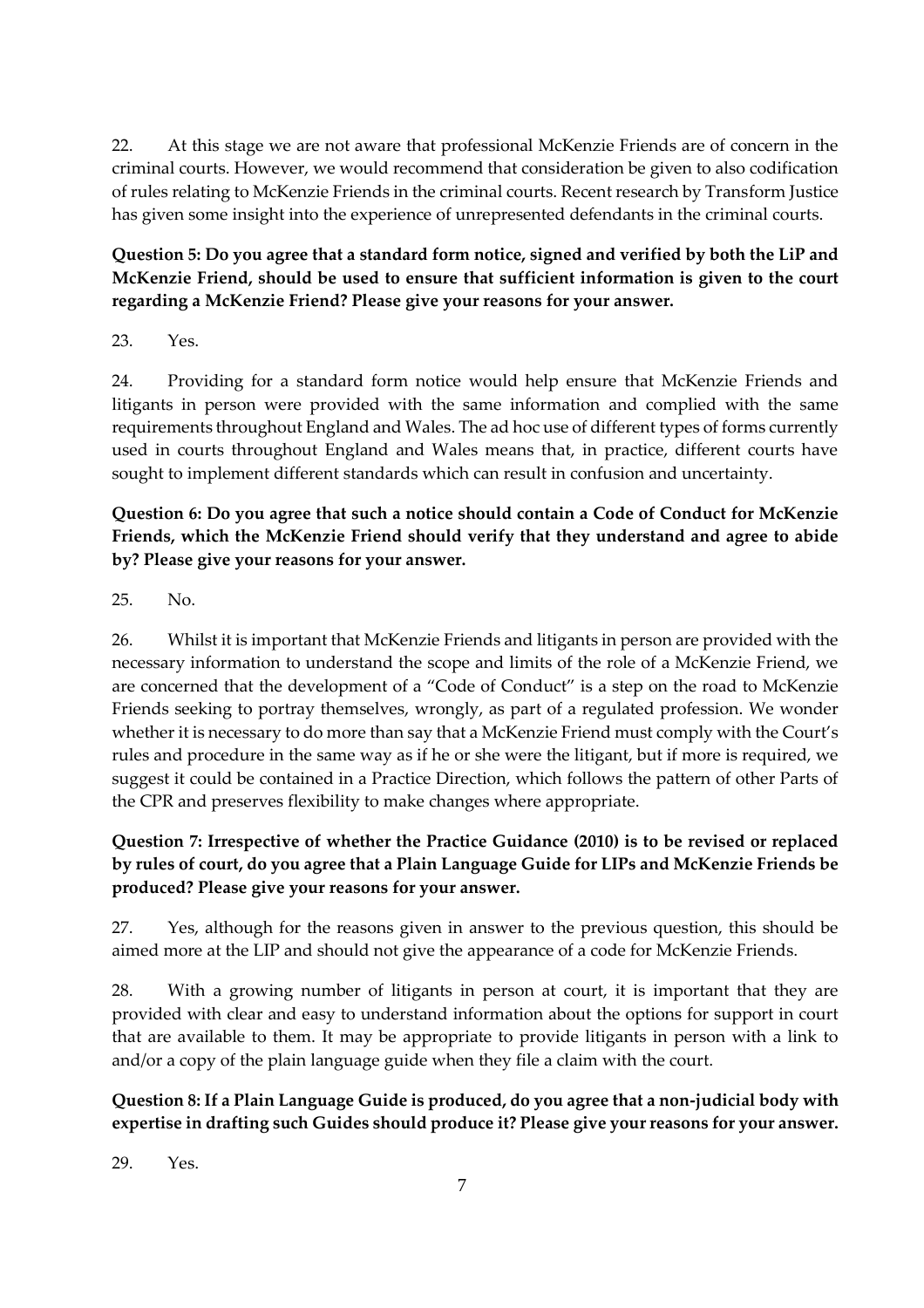22. At this stage we are not aware that professional McKenzie Friends are of concern in the criminal courts. However, we would recommend that consideration be given to also codification of rules relating to McKenzie Friends in the criminal courts. Recent research by Transform Justice has given some insight into the experience of unrepresented defendants in the criminal courts.

**Question 5: Do you agree that a standard form notice, signed and verified by both the LiP and McKenzie Friend, should be used to ensure that sufficient information is given to the court regarding a McKenzie Friend? Please give your reasons for your answer.**

23. Yes.

24. Providing for a standard form notice would help ensure that McKenzie Friends and litigants in person were provided with the same information and complied with the same requirements throughout England and Wales. The ad hoc use of different types of forms currently used in courts throughout England and Wales means that, in practice, different courts have sought to implement different standards which can result in confusion and uncertainty.

**Question 6: Do you agree that such a notice should contain a Code of Conduct for McKenzie Friends, which the McKenzie Friend should verify that they understand and agree to abide by? Please give your reasons for your answer.**

25. No.

26. Whilst it is important that McKenzie Friends and litigants in person are provided with the necessary information to understand the scope and limits of the role of a McKenzie Friend, we are concerned that the development of a "Code of Conduct" is a step on the road to McKenzie Friends seeking to portray themselves, wrongly, as part of a regulated profession. We wonder whether it is necessary to do more than say that a McKenzie Friend must comply with the Court's rules and procedure in the same way as if he or she were the litigant, but if more is required, we suggest it could be contained in a Practice Direction, which follows the pattern of other Parts of the CPR and preserves flexibility to make changes where appropriate.

**Question 7: Irrespective of whether the Practice Guidance (2010) is to be revised or replaced by rules of court, do you agree that a Plain Language Guide for LIPs and McKenzie Friends be produced? Please give your reasons for your answer.**

27. Yes, although for the reasons given in answer to the previous question, this should be aimed more at the LIP and should not give the appearance of a code for McKenzie Friends.

28. With a growing number of litigants in person at court, it is important that they are provided with clear and easy to understand information about the options for support in court that are available to them. It may be appropriate to provide litigants in person with a link to and/or a copy of the plain language guide when they file a claim with the court.

**Question 8: If a Plain Language Guide is produced, do you agree that a non-judicial body with expertise in drafting such Guides should produce it? Please give your reasons for your answer.**

29. Yes.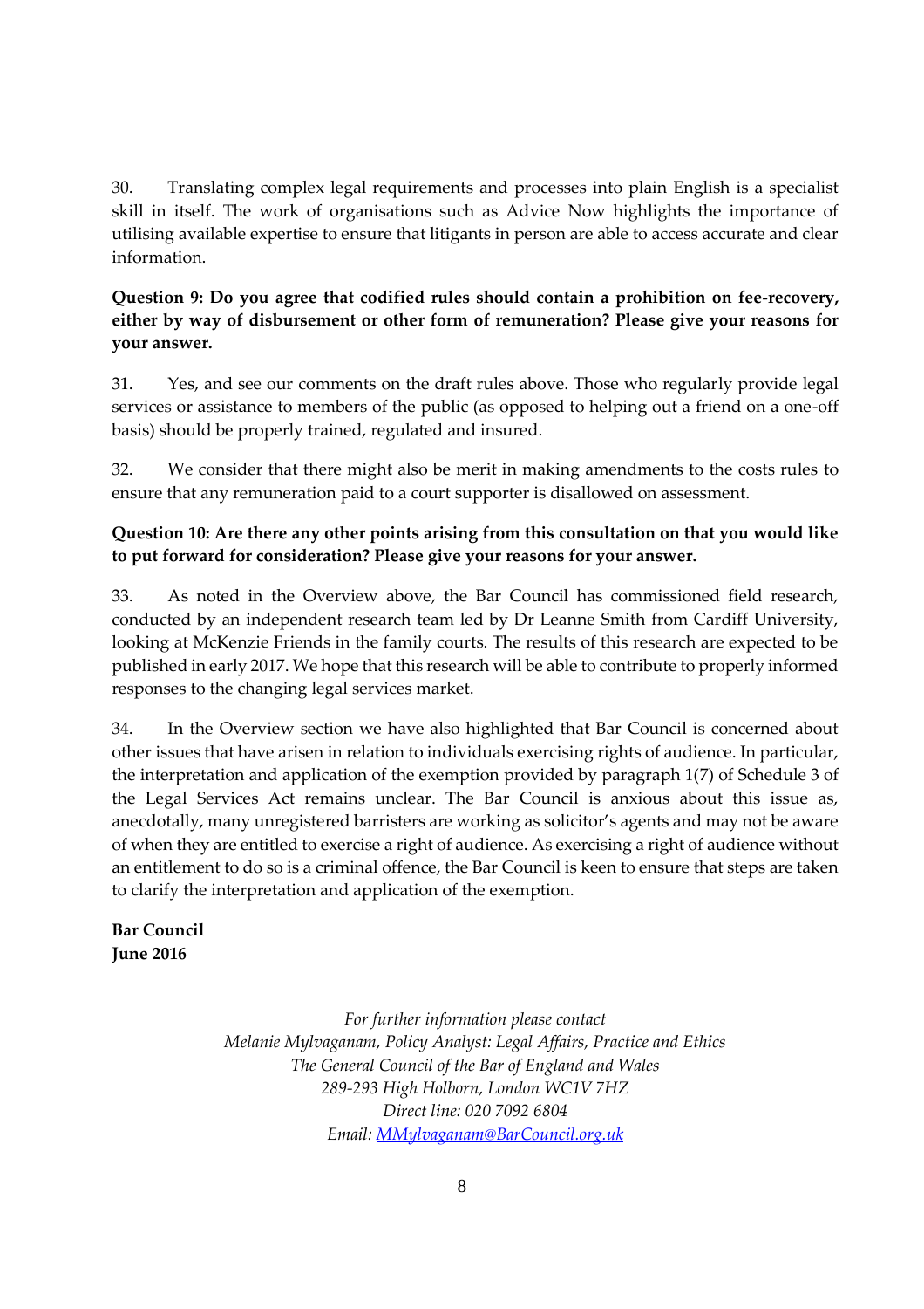30. Translating complex legal requirements and processes into plain English is a specialist skill in itself. The work of organisations such as Advice Now highlights the importance of utilising available expertise to ensure that litigants in person are able to access accurate and clear information.

**Question 9: Do you agree that codified rules should contain a prohibition on fee-recovery, either by way of disbursement or other form of remuneration? Please give your reasons for your answer.**

31. Yes, and see our comments on the draft rules above. Those who regularly provide legal services or assistance to members of the public (as opposed to helping out a friend on a one-off basis) should be properly trained, regulated and insured.

32. We consider that there might also be merit in making amendments to the costs rules to ensure that any remuneration paid to a court supporter is disallowed on assessment.

**Question 10: Are there any other points arising from this consultation on that you would like to put forward for consideration? Please give your reasons for your answer.**

33. As noted in the Overview above, the Bar Council has commissioned field research, conducted by an independent research team led by Dr Leanne Smith from Cardiff University, looking at McKenzie Friends in the family courts. The results of this research are expected to be published in early 2017. We hope that this research will be able to contribute to properly informed responses to the changing legal services market.

34. In the Overview section we have also highlighted that Bar Council is concerned about other issues that have arisen in relation to individuals exercising rights of audience. In particular, the interpretation and application of the exemption provided by paragraph 1(7) of Schedule 3 of the Legal Services Act remains unclear. The Bar Council is anxious about this issue as, anecdotally, many unregistered barristers are working as solicitor's agents and may not be aware of when they are entitled to exercise a right of audience. As exercising a right of audience without an entitlement to do so is a criminal offence, the Bar Council is keen to ensure that steps are taken to clarify the interpretation and application of the exemption.

**Bar Council**
**June 2016**

*For further information please contact*
*Melanie Mylvaganam, Policy Analyst: Legal Affairs, Practice and Ethics*
*The General Council of the Bar of England and Wales*
*289-293 High Holborn, London WC1V 7HZ*
*Direct line: 020 7092 6804*
*Email: MMylvaganam@BarCouncil.org.uk*